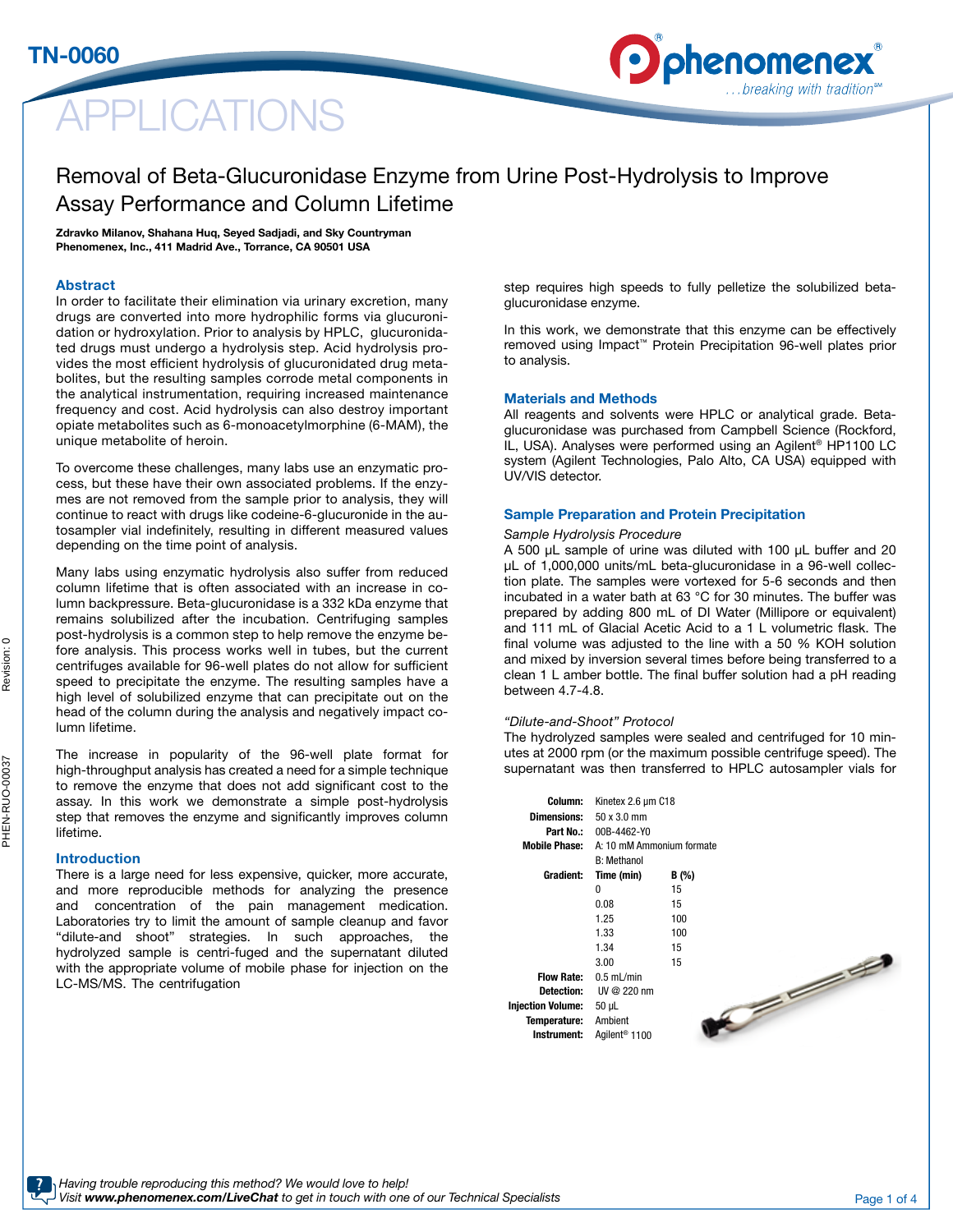TN-0060

# APPLICATIONS

## Removal of Beta-Glucuronidase Enzyme from Urine Post-Hydrolysis to Improve Assay Performance and Column Lifetime

**Zdravko Milanov, Shahana Huq, Seyed Sadjadi, and Sky Countryman**
**Phenomenex, Inc., 411 Madrid Ave., Torrance, CA 90501 USA**

### Abstract

In order to facilitate their elimination via urinary excretion, many drugs are converted into more hydrophilic forms via glucuronidation or hydroxylation. Prior to analysis by HPLC, glucuronidated drugs must undergo a hydrolysis step. Acid hydrolysis provides the most efficient hydrolysis of glucuronidated drug metabolites, but the resulting samples corrode metal components in the analytical instrumentation, requiring increased maintenance frequency and cost. Acid hydrolysis can also destroy important opiate metabolites such as 6-monoacetylmorphine (6-MAM), the unique metabolite of heroin.

To overcome these challenges, many labs use an enzymatic process, but these have their own associated problems. If the enzymes are not removed from the sample prior to analysis, they will continue to react with drugs like codeine-6-glucuronide in the autosampler vial indefinitely, resulting in different measured values depending on the time point of analysis.

Many labs using enzymatic hydrolysis also suffer from reduced column lifetime that is often associated with an increase in column backpressure. Beta-glucuronidase is a 332 kDa enzyme that remains solubilized after the incubation. Centrifuging samples post-hydrolysis is a common step to help remove the enzyme before analysis. This process works well in tubes, but the current centrifuges available for 96-well plates do not allow for sufficient speed to precipitate the enzyme. The resulting samples have a high level of solubilized enzyme that can precipitate out on the head of the column during the analysis and negatively impact column lifetime.

The increase in popularity of the 96-well plate format for high-throughput analysis has created a need for a simple technique to remove the enzyme that does not add significant cost to the assay. In this work we demonstrate a simple post-hydrolysis step that removes the enzyme and significantly improves column lifetime.

### Introduction

There is a large need for less expensive, quicker, more accurate, and more reproducible methods for analyzing the presence and concentration of the pain management medication. Laboratories try to limit the amount of sample cleanup and favor "dilute-and shoot" strategies. In such approaches, the hydrolyzed sample is centri-fuged and the supernatant diluted with the appropriate volume of mobile phase for injection on the LC-MS/MS. The centrifugation step requires high speeds to fully pelletize the solubilized beta-glucuronidase enzyme.

In this work, we demonstrate that this enzyme can be effectively removed using Impact™ Protein Precipitation 96-well plates prior to analysis.

### Materials and Methods

All reagents and solvents were HPLC or analytical grade. Beta-glucuronidase was purchased from Campbell Science (Rockford, IL, USA). Analyses were performed using an Agilent® HP1100 LC system (Agilent Technologies, Palo Alto, CA USA) equipped with UV/VIS detector.

### Sample Preparation and Protein Precipitation

*Sample Hydrolysis Procedure*

A 500 µL sample of urine was diluted with 100 µL buffer and 20 µL of 1,000,000 units/mL beta-glucuronidase in a 96-well collection plate. The samples were vortexed for 5-6 seconds and then incubated in a water bath at 63 °C for 30 minutes. The buffer was prepared by adding 800 mL of DI Water (Millipore or equivalent) and 111 mL of Glacial Acetic Acid to a 1 L volumetric flask. The final volume was adjusted to the line with a 50 % KOH solution and mixed by inversion several times before being transferred to a clean 1 L amber bottle. The final buffer solution had a pH reading between 4.7-4.8.

*"Dilute-and-Shoot" Protocol*

The hydrolyzed samples were sealed and centrifuged for 10 minutes at 2000 rpm (or the maximum possible centrifuge speed). The supernatant was then transferred to HPLC autosampler vials for

**Column:** Kinetex 2.6 µm C18
**Dimensions:** 50 x 3.0 mm
**Part No.:** 00B-4462-Y0
**Mobile Phase:** A: 10 mM Ammonium formate
B: Methanol
**Gradient:**

| Time (min) | B (%) |
|---|---|
| 0 | 15 |
| 0.08 | 15 |
| 1.25 | 100 |
| 1.33 | 100 |
| 1.34 | 15 |
| 3.00 | 15 |

**Flow Rate:** 0.5 mL/min
**Detection:** UV @ 220 nm
**Injection Volume:** 50 µL
**Temperature:** Ambient
**Instrument:** Agilent® 1100

*Having trouble reproducing this method? We would love to help!*
*Visit **www.phenomenex.com/LiveChat** to get in touch with one of our Technical Specialists*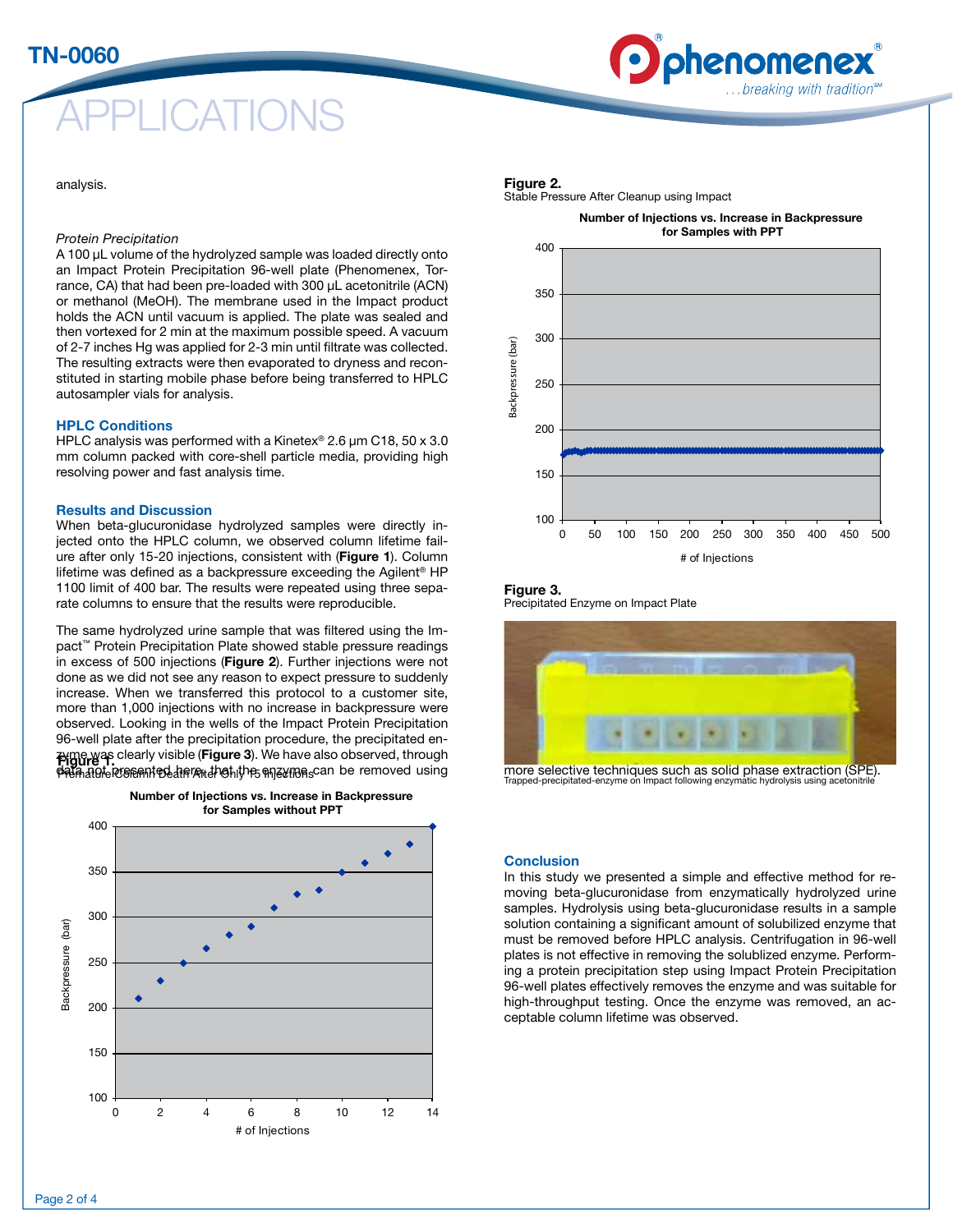analysis.

*Protein Precipitation*

A 100 µL volume of the hydrolyzed sample was loaded directly onto an Impact Protein Precipitation 96-well plate (Phenomenex, Torrance, CA) that had been pre-loaded with 300 µL acetonitrile (ACN) or methanol (MeOH). The membrane used in the Impact product holds the ACN until vacuum is applied. The plate was sealed and then vortexed for 2 min at the maximum possible speed. A vacuum of 2-7 inches Hg was applied for 2-3 min until filtrate was collected. The resulting extracts were then evaporated to dryness and reconstituted in starting mobile phase before being transferred to HPLC autosampler vials for analysis.

## HPLC Conditions

HPLC analysis was performed with a Kinetex® 2.6 µm C18, 50 x 3.0 mm column packed with core-shell particle media, providing high resolving power and fast analysis time.

## Results and Discussion

When beta-glucuronidase hydrolyzed samples were directly injected onto the HPLC column, we observed column lifetime failure after only 15-20 injections, consistent with (**Figure 1**). Column lifetime was defined as a backpressure exceeding the Agilent® HP 1100 limit of 400 bar. The results were repeated using three separate columns to ensure that the results were reproducible.

The same hydrolyzed urine sample that was filtered using the Impact™ Protein Precipitation Plate showed stable pressure readings in excess of 500 injections (**Figure 2**). Further injections were not done as we did not see any reason to expect pressure to suddenly increase. When we transferred this protocol to a customer site, more than 1,000 injections with no increase in backpressure were observed. Looking in the wells of the Impact Protein Precipitation 96-well plate after the precipitation procedure, the precipitated enzyme was clearly visible (**Figure 3**). We have also observed, through data not presented here, that the enzyme can be removed using more selective techniques such as solid phase extraction (SPE).

**Figure 1.**
Premature Column Death After Only 15 Injections

**Figure 2.**
Stable Pressure After Cleanup using Impact

**Figure 3.**
Precipitated Enzyme on Impact Plate

Trapped-precipitated-enzyme on Impact following enzymatic hydrolysis using acetonitrile

## Conclusion

In this study we presented a simple and effective method for removing beta-glucuronidase from enzymatically hydrolyzed urine samples. Hydrolysis using beta-glucuronidase results in a sample solution containing a significant amount of solubilized enzyme that must be removed before HPLC analysis. Centrifugation in 96-well plates is not effective in removing the solublized enzyme. Performing a protein precipitation step using Impact Protein Precipitation 96-well plates effectively removes the enzyme and was suitable for high-throughput testing. Once the enzyme was removed, an acceptable column lifetime was observed.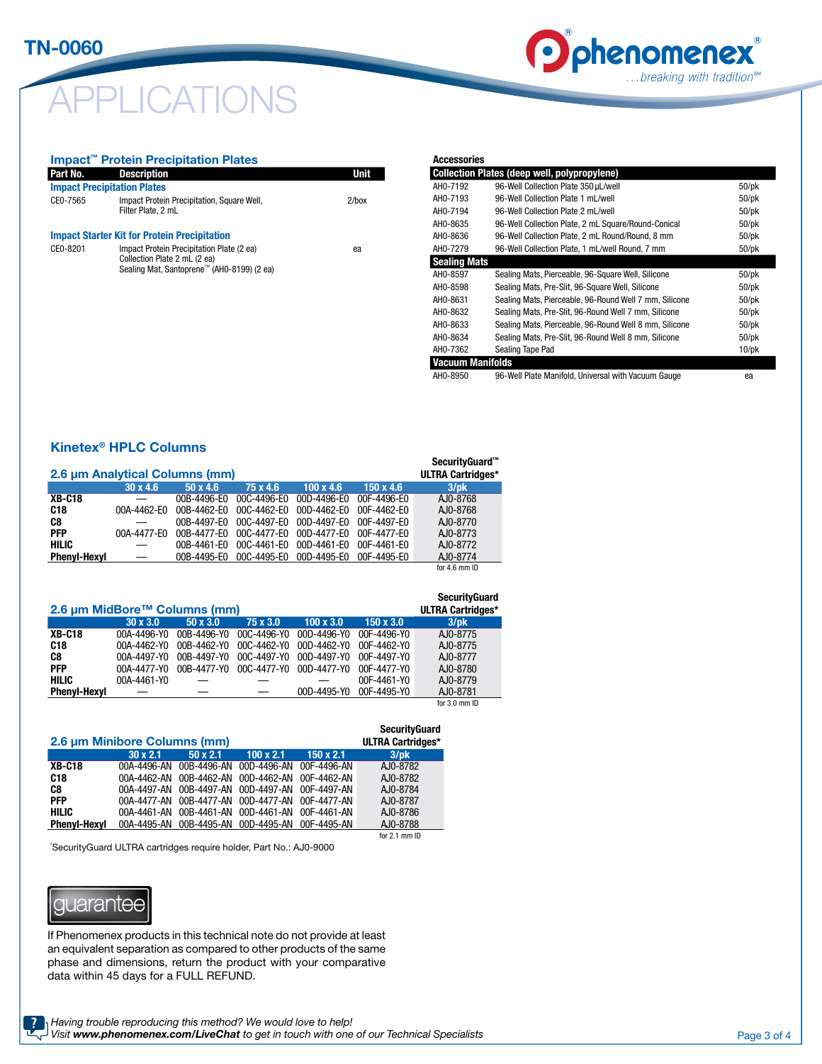# APPLICATIONS

### Impact™ Protein Precipitation Plates

| Part No. | Description | Unit |
|---|---|---|
| **Impact Precipitation Plates** | | |
| CE0-7565 | Impact Protein Precipitation, Square Well, Filter Plate, 2 mL | 2/box |
| **Impact Starter Kit for Protein Precipitation** | | |
| CE0-8201 | Impact Protein Precipitation Plate (2 ea)<br>Collection Plate 2 mL (2 ea)<br>Sealing Mat, Santoprene™ (AH0-8199) (2 ea) | ea |

### Accessories

| | | |
|---|---|---|
| **Collection Plates (deep well, polypropylene)** | | |
| AH0-7192 | 96-Well Collection Plate 350 µL/well | 50/pk |
| AH0-7193 | 96-Well Collection Plate 1 mL/well | 50/pk |
| AH0-7194 | 96-Well Collection Plate 2 mL/well | 50/pk |
| AH0-8635 | 96-Well Collection Plate, 2 mL Square/Round-Conical | 50/pk |
| AH0-8636 | 96-Well Collection Plate, 2 mL Round/Round, 8 mm | 50/pk |
| AH0-7279 | 96-Well Collection Plate, 1 mL/well Round, 7 mm | 50/pk |
| **Sealing Mats** | | |
| AH0-8597 | Sealing Mats, Pierceable, 96-Square Well, Silicone | 50/pk |
| AH0-8598 | Sealing Mats, Pre-Slit, 96-Square Well, Silicone | 50/pk |
| AH0-8631 | Sealing Mats, Pierceable, 96-Round Well 7 mm, Silicone | 50/pk |
| AH0-8632 | Sealing Mats, Pre-Slit, 96-Round Well 7 mm, Silicone | 50/pk |
| AH0-8633 | Sealing Mats, Pierceable, 96-Round Well 8 mm, Silicone | 50/pk |
| AH0-8634 | Sealing Mats, Pre-Slit, 96-Round Well 8 mm, Silicone | 50/pk |
| AH0-7362 | Sealing Tape Pad | 10/pk |
| **Vacuum Manifolds** | | |
| AH0-8950 | 96-Well Plate Manifold, Universal with Vacuum Gauge | ea |

## Kinetex® HPLC Columns

### 2.6 µm Analytical Columns (mm)

| | 30 x 4.6 | 50 x 4.6 | 75 x 4.6 | 100 x 4.6 | 150 x 4.6 | SecurityGuard™ ULTRA Cartridges* 3/pk |
|---|---|---|---|---|---|---|
| **XB-C18** | — | 00B-4496-E0 | 00C-4496-E0 | 00D-4496-E0 | 00F-4496-E0 | AJ0-8768 |
| **C18** | 00A-4462-E0 | 00B-4462-E0 | 00C-4462-E0 | 00D-4462-E0 | 00F-4462-E0 | AJ0-8768 |
| **C8** | — | 00B-4497-E0 | 00C-4497-E0 | 00D-4497-E0 | 00F-4497-E0 | AJ0-8770 |
| **PFP** | 00A-4477-E0 | 00B-4477-E0 | 00C-4477-E0 | 00D-4477-E0 | 00F-4477-E0 | AJ0-8773 |
| **HILIC** | — | 00B-4461-E0 | 00C-4461-E0 | 00D-4461-E0 | 00F-4461-E0 | AJ0-8772 |
| **Phenyl-Hexyl** | — | 00B-4495-E0 | 00C-4495-E0 | 00D-4495-E0 | 00F-4495-E0 | AJ0-8774 |
| | | | | | | for 4.6 mm ID |

### 2.6 µm MidBore™ Columns (mm)

| | 30 x 3.0 | 50 x 3.0 | 75 x 3.0 | 100 x 3.0 | 150 x 3.0 | SecurityGuard ULTRA Cartridges* 3/pk |
|---|---|---|---|---|---|---|
| **XB-C18** | 00A-4496-Y0 | 00B-4496-Y0 | 00C-4496-Y0 | 00D-4496-Y0 | 00F-4496-Y0 | AJ0-8775 |
| **C18** | 00A-4462-Y0 | 00B-4462-Y0 | 00C-4462-Y0 | 00D-4462-Y0 | 00F-4462-Y0 | AJ0-8775 |
| **C8** | 00A-4497-Y0 | 00B-4497-Y0 | 00C-4497-Y0 | 00D-4497-Y0 | 00F-4497-Y0 | AJ0-8777 |
| **PFP** | 00A-4477-Y0 | 00B-4477-Y0 | 00C-4477-Y0 | 00D-4477-Y0 | 00F-4477-Y0 | AJ0-8780 |
| **HILIC** | 00A-4461-Y0 | — | — | — | 00F-4461-Y0 | AJ0-8779 |
| **Phenyl-Hexyl** | — | — | — | 00D-4495-Y0 | 00F-4495-Y0 | AJ0-8781 |
| | | | | | | for 3.0 mm ID |

### 2.6 µm Minibore Columns (mm)

| | 30 x 2.1 | 50 x 2.1 | 100 x 2.1 | 150 x 2.1 | SecurityGuard ULTRA Cartridges* 3/pk |
|---|---|---|---|---|---|
| **XB-C18** | 00A-4496-AN | 00B-4496-AN | 00D-4496-AN | 00F-4496-AN | AJ0-8782 |
| **C18** | 00A-4462-AN | 00B-4462-AN | 00D-4462-AN | 00F-4462-AN | AJ0-8782 |
| **C8** | 00A-4497-AN | 00B-4497-AN | 00D-4497-AN | 00F-4497-AN | AJ0-8784 |
| **PFP** | 00A-4477-AN | 00B-4477-AN | 00D-4477-AN | 00F-4477-AN | AJ0-8787 |
| **HILIC** | 00A-4461-AN | 00B-4461-AN | 00D-4461-AN | 00F-4461-AN | AJ0-8786 |
| **Phenyl-Hexyl** | 00A-4495-AN | 00B-4495-AN | 00D-4495-AN | 00F-4495-AN | AJ0-8788 |
| | | | | | for 2.1 mm ID |

*SecurityGuard ULTRA cartridges require holder, Part No.: AJ0-9000

**guarantee**

If Phenomenex products in this technical note do not provide at least an equivalent separation as compared to other products of the same phase and dimensions, return the product with your comparative data within 45 days for a FULL REFUND.

*Having trouble reproducing this method? We would love to help!*
*Visit **www.phenomenex.com/LiveChat** to get in touch with one of our Technical Specialists*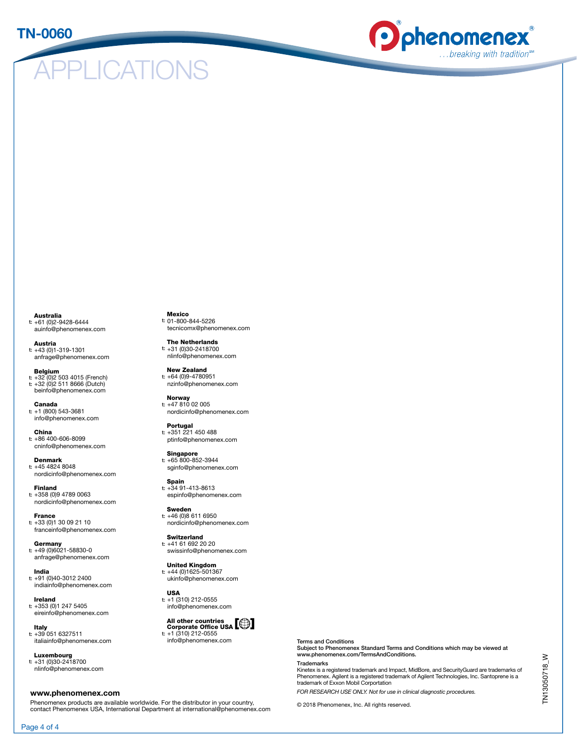**Australia**
t: +61 (0)2-9428-6444
auinfo@phenomenex.com

**Austria**
t: +43 (0)1-319-1301
anfrage@phenomenex.com

**Belgium**
t: +32 (0)2 503 4015 (French)
t: +32 (0)2 511 8666 (Dutch)
beinfo@phenomenex.com

**Canada**
t: +1 (800) 543-3681
info@phenomenex.com

**China**
t: +86 400-606-8099
cninfo@phenomenex.com

**Denmark**
t: +45 4824 8048
nordicinfo@phenomenex.com

**Finland**
t: +358 (0)9 4789 0063
nordicinfo@phenomenex.com

**France**
t: +33 (0)1 30 09 21 10
franceinfo@phenomenex.com

**Germany**
t: +49 (0)6021-58830-0
anfrage@phenomenex.com

**India**
t: +91 (0)40-3012 2400
indiainfo@phenomenex.com

**Ireland**
t: +353 (0)1 247 5405
eireinfo@phenomenex.com

**Italy**
t: +39 051 6327511
italiainfo@phenomenex.com

**Luxembourg**
t: +31 (0)30-2418700
nlinfo@phenomenex.com

**Mexico**
t: 01-800-844-5226
tecnicomx@phenomenex.com

**The Netherlands**
t: +31 (0)30-2418700
nlinfo@phenomenex.com

**New Zealand**
t: +64 (0)9-4780951
nzinfo@phenomenex.com

**Norway**
t: +47 810 02 005
nordicinfo@phenomenex.com

**Portugal**
t: +351 221 450 488
ptinfo@phenomenex.com

**Singapore**
t: +65 800-852-3944
sginfo@phenomenex.com

**Spain**
t: +34 91-413-8613
espinfo@phenomenex.com

**Sweden**
t: +46 (0)8 611 6950
nordicinfo@phenomenex.com

**Switzerland**
t: +41 61 692 20 20
swissinfo@phenomenex.com

**United Kingdom**
t: +44 (0)1625-501367
ukinfo@phenomenex.com

**USA**
t: +1 (310) 212-0555
info@phenomenex.com

**All other countries**
**Corporate Office USA**
t: +1 (310) 212-0555
info@phenomenex.com

**www.phenomenex.com**

Phenomenex products are available worldwide. For the distributor in your country, contact Phenomenex USA, International Department at international@phenomenex.com

Terms and Conditions
Subject to Phenomenex Standard Terms and Conditions which may be viewed at www.phenomenex.com/TermsAndConditions.

Trademarks
Kinetex is a registered trademark and Impact, MidBore, and SecurityGuard are trademarks of Phenomenex. Agilent is a registered trademark of Agilent Technologies, Inc. Santoprene is a trademark of Exxon Mobil Corportation

*FOR RESEARCH USE ONLY. Not for use in clinical diagnostic procedures.*

© 2018 Phenomenex, Inc. All rights reserved.

TN13050718_W